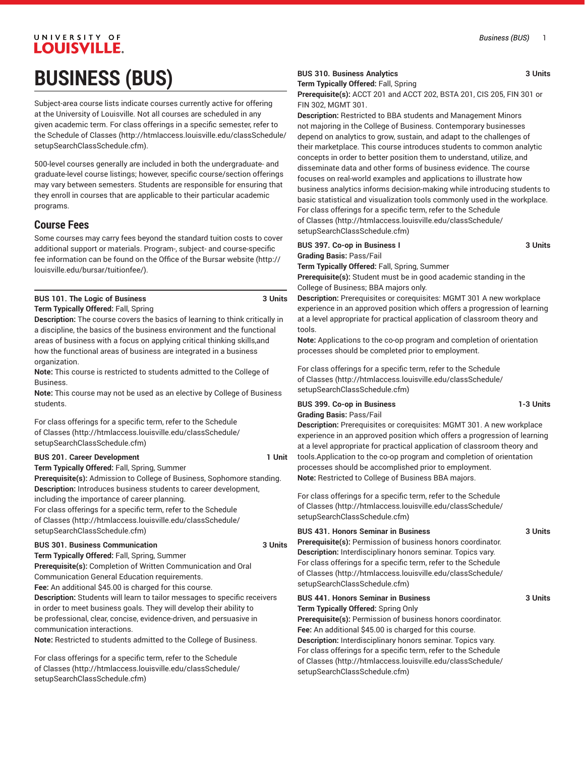# BUSINESS (BUS)

Subject-area course lists indicate courses currently active for offering at the University of Louisville. Not all courses are scheduled in any given academic term. For class offerings in a specific semester, refer to the Schedule of Classes (http://htmlaccess.louisville.edu/classSchedule/setupSearchClassSchedule.cfm).

500-level courses generally are included in both the undergraduate- and graduate-level course listings; however, specific course/section offerings may vary between semesters. Students are responsible for ensuring that they enroll in courses that are applicable to their particular academic programs.

## Course Fees

Some courses may carry fees beyond the standard tuition costs to cover additional support or materials. Program-, subject- and course-specific fee information can be found on the Office of the Bursar website (http://louisville.edu/bursar/tuitionfee/).

**BUS 101. The Logic of Business** **3 Units**
**Term Typically Offered:** Fall, Spring
**Description:** The course covers the basics of learning to think critically in a discipline, the basics of the business environment and the functional areas of business with a focus on applying critical thinking skills,and how the functional areas of business are integrated in a business organization.
**Note:** This course is restricted to students admitted to the College of Business.
**Note:** This course may not be used as an elective by College of Business students.

For class offerings for a specific term, refer to the Schedule of Classes (http://htmlaccess.louisville.edu/classSchedule/setupSearchClassSchedule.cfm)

**BUS 201. Career Development** **1 Unit**
**Term Typically Offered:** Fall, Spring, Summer
**Prerequisite(s):** Admission to College of Business, Sophomore standing.
**Description:** Introduces business students to career development, including the importance of career planning.
For class offerings for a specific term, refer to the Schedule of Classes (http://htmlaccess.louisville.edu/classSchedule/setupSearchClassSchedule.cfm)

**BUS 301. Business Communication** **3 Units**
**Term Typically Offered:** Fall, Spring, Summer
**Prerequisite(s):** Completion of Written Communication and Oral Communication General Education requirements.
**Fee:** An additional $45.00 is charged for this course.
**Description:** Students will learn to tailor messages to specific receivers in order to meet business goals. They will develop their ability to be professional, clear, concise, evidence-driven, and persuasive in communication interactions.
**Note:** Restricted to students admitted to the College of Business.

For class offerings for a specific term, refer to the Schedule of Classes (http://htmlaccess.louisville.edu/classSchedule/setupSearchClassSchedule.cfm)

**BUS 310. Business Analytics** **3 Units**
**Term Typically Offered:** Fall, Spring
**Prerequisite(s):** ACCT 201 and ACCT 202, BSTA 201, CIS 205, FIN 301 or FIN 302, MGMT 301.
**Description:** Restricted to BBA students and Management Minors not majoring in the College of Business. Contemporary businesses depend on analytics to grow, sustain, and adapt to the challenges of their marketplace. This course introduces students to common analytic concepts in order to better position them to understand, utilize, and disseminate data and other forms of business evidence. The course focuses on real-world examples and applications to illustrate how business analytics informs decision-making while introducing students to basic statistical and visualization tools commonly used in the workplace.
For class offerings for a specific term, refer to the Schedule of Classes (http://htmlaccess.louisville.edu/classSchedule/setupSearchClassSchedule.cfm)

**BUS 397. Co-op in Business I** **3 Units**
**Grading Basis:** Pass/Fail
**Term Typically Offered:** Fall, Spring, Summer
**Prerequisite(s):** Student must be in good academic standing in the College of Business; BBA majors only.
**Description:** Prerequisites or corequisites: MGMT 301 A new workplace experience in an approved position which offers a progression of learning at a level appropriate for practical application of classroom theory and tools.
**Note:** Applications to the co-op program and completion of orientation processes should be completed prior to employment.

For class offerings for a specific term, refer to the Schedule of Classes (http://htmlaccess.louisville.edu/classSchedule/setupSearchClassSchedule.cfm)

**BUS 399. Co-op in Business** **1-3 Units**
**Grading Basis:** Pass/Fail
**Description:** Prerequisites or corequisites: MGMT 301. A new workplace experience in an approved position which offers a progression of learning at a level appropriate for practical application of classroom theory and tools.Application to the co-op program and completion of orientation processes should be accomplished prior to employment.
**Note:** Restricted to College of Business BBA majors.

For class offerings for a specific term, refer to the Schedule of Classes (http://htmlaccess.louisville.edu/classSchedule/setupSearchClassSchedule.cfm)

**BUS 431. Honors Seminar in Business** **3 Units**
**Prerequisite(s):** Permission of business honors coordinator.
**Description:** Interdisciplinary honors seminar. Topics vary.
For class offerings for a specific term, refer to the Schedule of Classes (http://htmlaccess.louisville.edu/classSchedule/setupSearchClassSchedule.cfm)

**BUS 441. Honors Seminar in Business** **3 Units**
**Term Typically Offered:** Spring Only
**Prerequisite(s):** Permission of business honors coordinator.
**Fee:** An additional $45.00 is charged for this course.
**Description:** Interdisciplinary honors seminar. Topics vary.
For class offerings for a specific term, refer to the Schedule of Classes (http://htmlaccess.louisville.edu/classSchedule/setupSearchClassSchedule.cfm)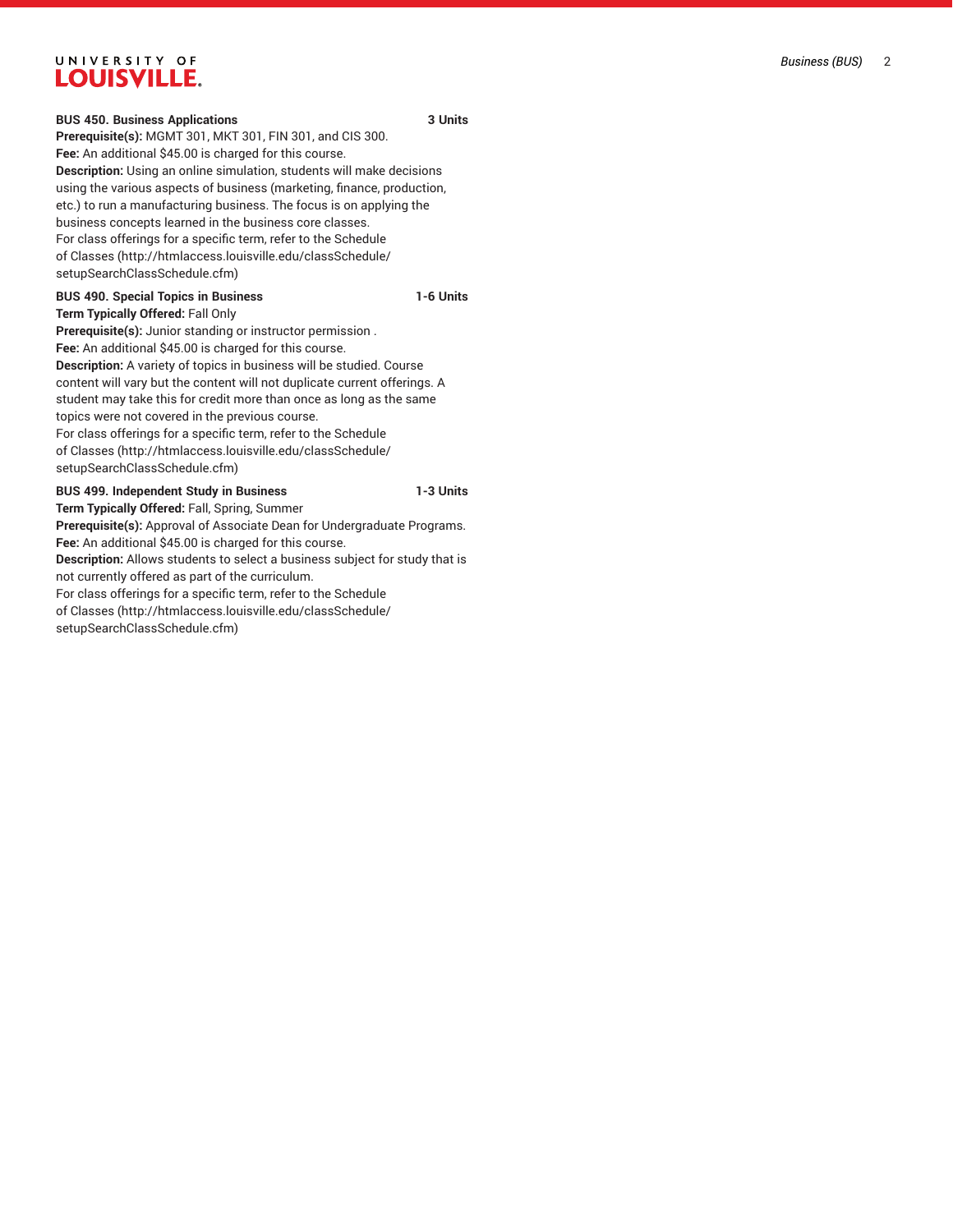**BUS 450. Business Applications** **3 Units**

**Prerequisite(s):** MGMT 301, MKT 301, FIN 301, and CIS 300.

**Fee:** An additional $45.00 is charged for this course.

**Description:** Using an online simulation, students will make decisions using the various aspects of business (marketing, finance, production, etc.) to run a manufacturing business. The focus is on applying the business concepts learned in the business core classes.

For class offerings for a specific term, refer to the Schedule of Classes (http://htmlaccess.louisville.edu/classSchedule/setupSearchClassSchedule.cfm)

**BUS 490. Special Topics in Business** **1-6 Units**

**Term Typically Offered:** Fall Only

**Prerequisite(s):** Junior standing or instructor permission .

**Fee:** An additional $45.00 is charged for this course.

**Description:** A variety of topics in business will be studied. Course content will vary but the content will not duplicate current offerings. A student may take this for credit more than once as long as the same topics were not covered in the previous course.

For class offerings for a specific term, refer to the Schedule of Classes (http://htmlaccess.louisville.edu/classSchedule/setupSearchClassSchedule.cfm)

**BUS 499. Independent Study in Business** **1-3 Units**

**Term Typically Offered:** Fall, Spring, Summer

**Prerequisite(s):** Approval of Associate Dean for Undergraduate Programs.

**Fee:** An additional $45.00 is charged for this course.

**Description:** Allows students to select a business subject for study that is not currently offered as part of the curriculum.

For class offerings for a specific term, refer to the Schedule of Classes (http://htmlaccess.louisville.edu/classSchedule/setupSearchClassSchedule.cfm)